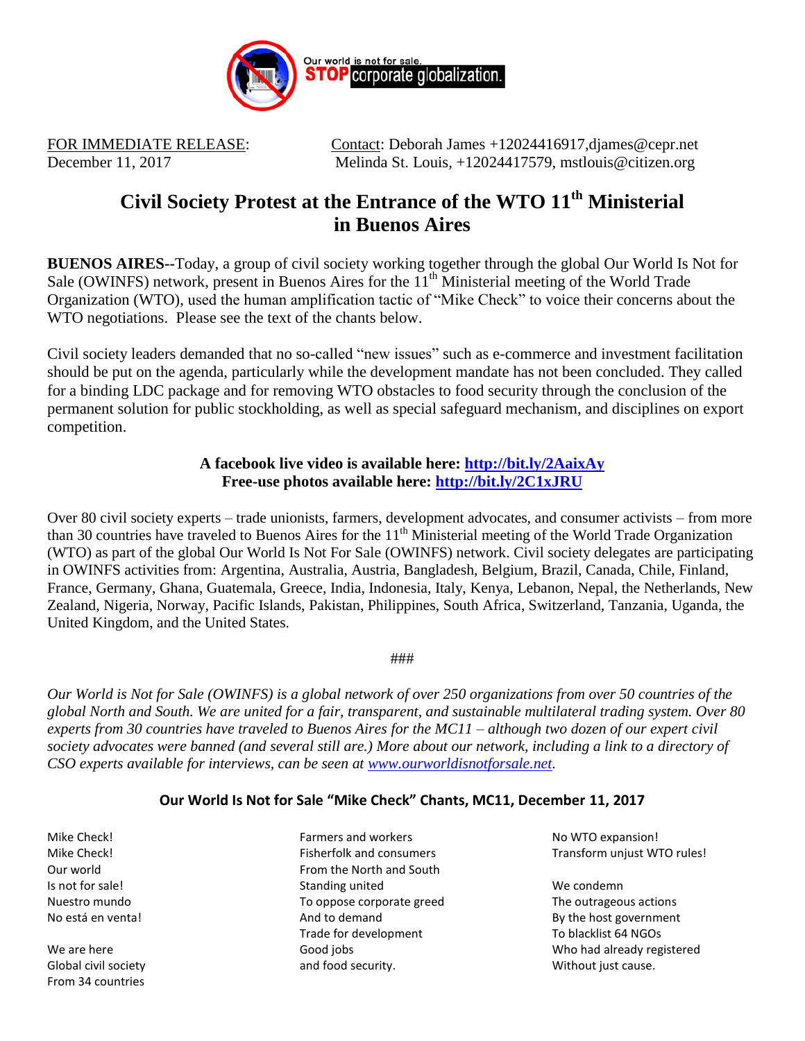Our world is not for sale. **STOP** corporate globalization.

FOR IMMEDIATE RELEASE:
December 11, 2017

Contact: Deborah James +12024416917,djames@cepr.net
Melinda St. Louis, +12024417579, mstlouis@citizen.org

# Civil Society Protest at the Entrance of the WTO 11th Ministerial in Buenos Aires

**BUENOS AIRES--**Today, a group of civil society working together through the global Our World Is Not for Sale (OWINFS) network, present in Buenos Aires for the 11th Ministerial meeting of the World Trade Organization (WTO), used the human amplification tactic of "Mike Check" to voice their concerns about the WTO negotiations. Please see the text of the chants below.

Civil society leaders demanded that no so-called "new issues" such as e-commerce and investment facilitation should be put on the agenda, particularly while the development mandate has not been concluded. They called for a binding LDC package and for removing WTO obstacles to food security through the conclusion of the permanent solution for public stockholding, as well as special safeguard mechanism, and disciplines on export competition.

**A facebook live video is available here: [http://bit.ly/2AaixAy](http://bit.ly/2AaixAy)**
**Free-use photos available here: [http://bit.ly/2C1xJRU](http://bit.ly/2C1xJRU)**

Over 80 civil society experts – trade unionists, farmers, development advocates, and consumer activists – from more than 30 countries have traveled to Buenos Aires for the 11th Ministerial meeting of the World Trade Organization (WTO) as part of the global Our World Is Not For Sale (OWINFS) network. Civil society delegates are participating in OWINFS activities from: Argentina, Australia, Austria, Bangladesh, Belgium, Brazil, Canada, Chile, Finland, France, Germany, Ghana, Guatemala, Greece, India, Indonesia, Italy, Kenya, Lebanon, Nepal, the Netherlands, New Zealand, Nigeria, Norway, Pacific Islands, Pakistan, Philippines, South Africa, Switzerland, Tanzania, Uganda, the United Kingdom, and the United States.

###

*Our World is Not for Sale (OWINFS) is a global network of over 250 organizations from over 50 countries of the global North and South. We are united for a fair, transparent, and sustainable multilateral trading system. Over 80 experts from 30 countries have traveled to Buenos Aires for the MC11 – although two dozen of our expert civil society advocates were banned (and several still are.) More about our network, including a link to a directory of CSO experts available for interviews, can be seen at [www.ourworldisnotforsale.net](www.ourworldisnotforsale.net).*

## Our World Is Not for Sale "Mike Check" Chants, MC11, December 11, 2017

Mike Check!
Mike Check!
Our world
Is not for sale!
Nuestro mundo
No está en venta!

We are here
Global civil society
From 34 countries

Farmers and workers
Fisherfolk and consumers
From the North and South
Standing united
To oppose corporate greed
And to demand
Trade for development
Good jobs
and food security.

No WTO expansion!
Transform unjust WTO rules!

We condemn
The outrageous actions
By the host government
To blacklist 64 NGOs
Who had already registered
Without just cause.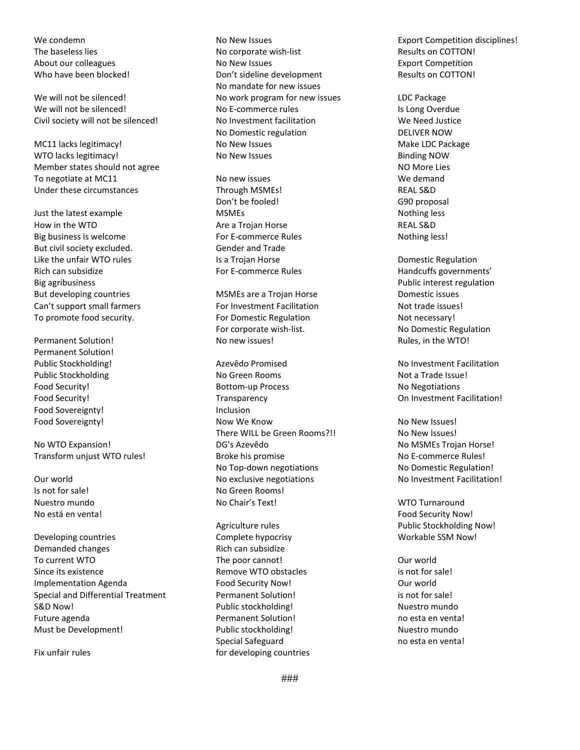We condemn
The baseless lies
About our colleagues
Who have been blocked!

We will not be silenced!
We will not be silenced!
Civil society will not be silenced!

MC11 lacks legitimacy!
WTO lacks legitimacy!
Member states should not agree
To negotiate at MC11
Under these circumstances

Just the latest example
How in the WTO
Big business is welcome
But civil society excluded.
Like the unfair WTO rules
Rich can subsidize
Big agribusiness
But developing countries
Can't support small farmers
To promote food security.

Permanent Solution!
Permanent Solution!
Public Stockholding!
Public Stockholding
Food Security!
Food Security!
Food Sovereignty!
Food Sovereignty!

No WTO Expansion!
Transform unjust WTO rules!

Our world
Is not for sale!
Nuestro mundo
No está en venta!

Developing countries
Demanded changes
To current WTO
Since its existence
Implementation Agenda
Special and Differential Treatment
S&D Now!
Future agenda
Must be Development!

Fix unfair rules

No New Issues
No corporate wish-list
No New Issues
Don't sideline development
No mandate for new issues
No work program for new issues
No E-commerce rules
No Investment facilitation
No Domestic regulation
No New Issues
No New Issues

No new issues
Through MSMEs!
Don't be fooled!
MSMEs
Are a Trojan Horse
For E-commerce Rules
Gender and Trade
Is a Trojan Horse
For E-commerce Rules

MSMEs are a Trojan Horse
For Investment Facilitation
For Domestic Regulation
For corporate wish-list.
No new issues!

Azevêdo Promised
No Green Rooms
Bottom-up Process
Transparency
Inclusion
Now We Know
There WILL be Green Rooms?!!
DG's Azevêdo
Broke his promise
No Top-down negotiations
No exclusive negotiations
No Green Rooms!
No Chair's Text!

Agriculture rules
Complete hypocrisy
Rich can subsidize
The poor cannot!
Remove WTO obstacles
Food Security Now!
Permanent Solution!
Public stockholding!
Permanent Solution!
Public stockholding!
Special Safeguard
for developing countries

Export Competition disciplines!
Results on COTTON!
Export Competition
Results on COTTON!

LDC Package
Is Long Overdue
We Need Justice
DELIVER NOW
Make LDC Package
Binding NOW
NO More Lies
We demand
REAL S&D
G90 proposal
Nothing less
REAL S&D
Nothing less!

Domestic Regulation
Handcuffs governments'
Public interest regulation
Domestic issues
Not trade issues!
Not necessary!
No Domestic Regulation
Rules, in the WTO!

No Investment Facilitation
Not a Trade Issue!
No Negotiations
On Investment Facilitation!

No New Issues!
No New Issues!
No MSMEs Trojan Horse!
No E-commerce Rules!
No Domestic Regulation!
No Investment Facilitation!

WTO Turnaround
Food Security Now!
Public Stockholding Now!
Workable SSM Now!

Our world
is not for sale!
Our world
is not for sale!
Nuestro mundo
no esta en venta!
Nuestro mundo
no esta en venta!

###